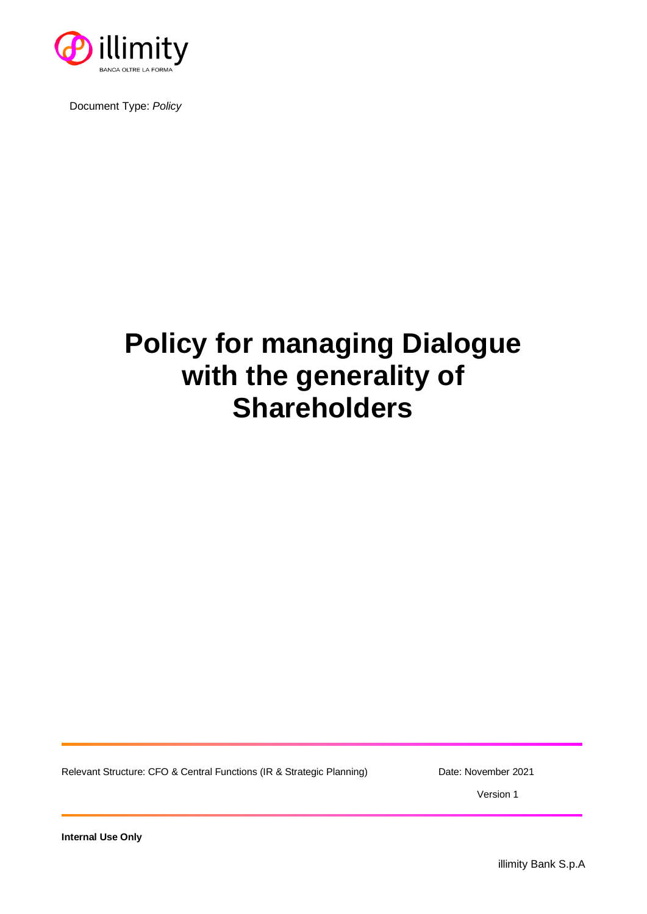illimity

BANCA OLTRE LA FORMA

Document Type: *Policy*

# Policy for managing Dialogue with the generality of Shareholders

Relevant Structure: CFO & Central Functions (IR & Strategic Planning)

Date: November 2021

Version 1

**Internal Use Only**

illimity Bank S.p.A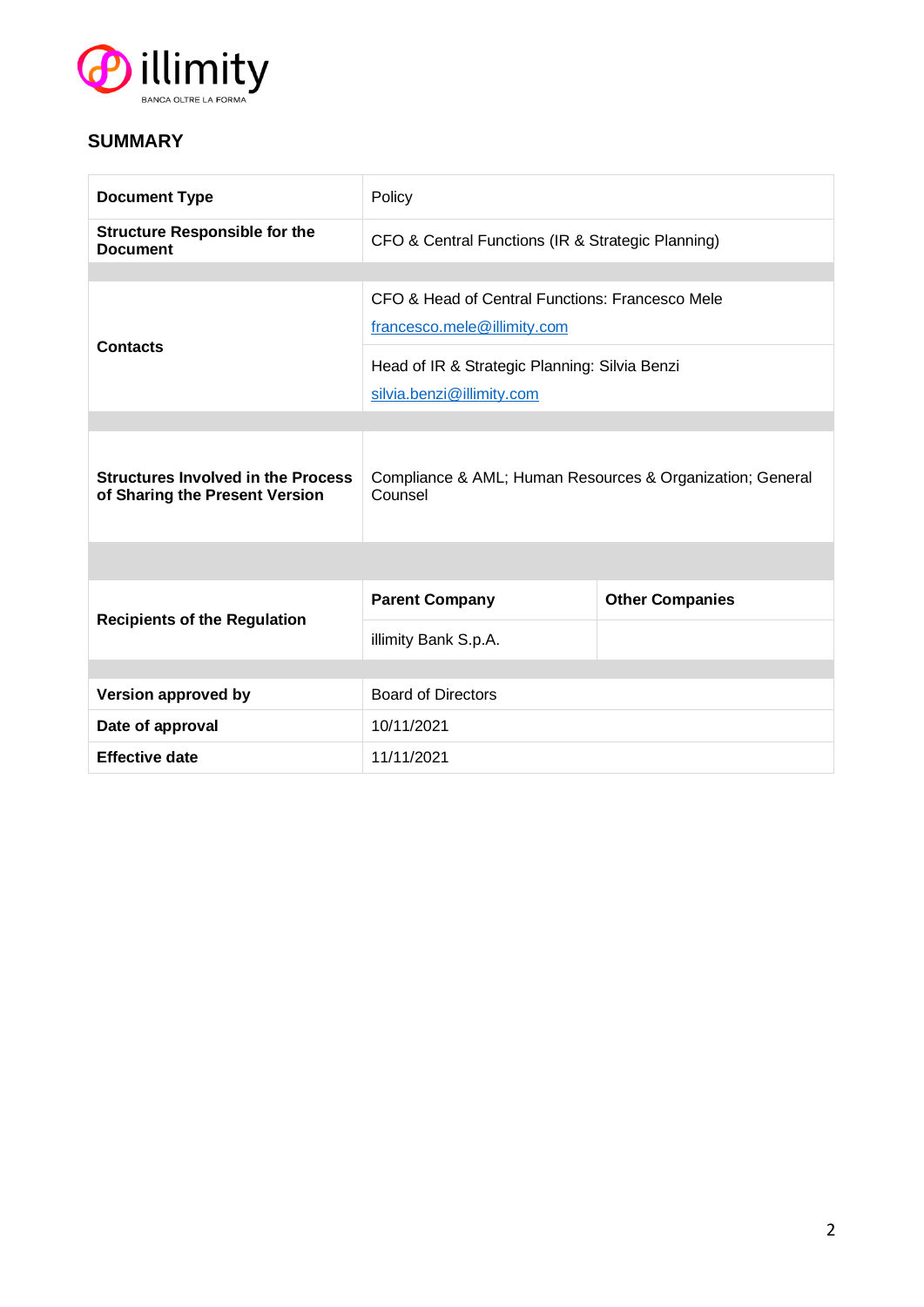## SUMMARY

| | | |
|---|---|---|
| **Document Type** | Policy | |
| **Structure Responsible for the Document** | CFO & Central Functions (IR & Strategic Planning) | |
| | | |
| **Contacts** | CFO & Head of Central Functions: Francesco Mele<br>francesco.mele@illimity.com | |
| | Head of IR & Strategic Planning: Silvia Benzi<br>silvia.benzi@illimity.com | |
| | | |
| **Structures Involved in the Process of Sharing the Present Version** | Compliance & AML; Human Resources & Organization; General Counsel | |
| | | |
| **Recipients of the Regulation** | **Parent Company** | **Other Companies** |
| | illimity Bank S.p.A. | |
| | | |
| **Version approved by** | Board of Directors | |
| **Date of approval** | 10/11/2021 | |
| **Effective date** | 11/11/2021 | |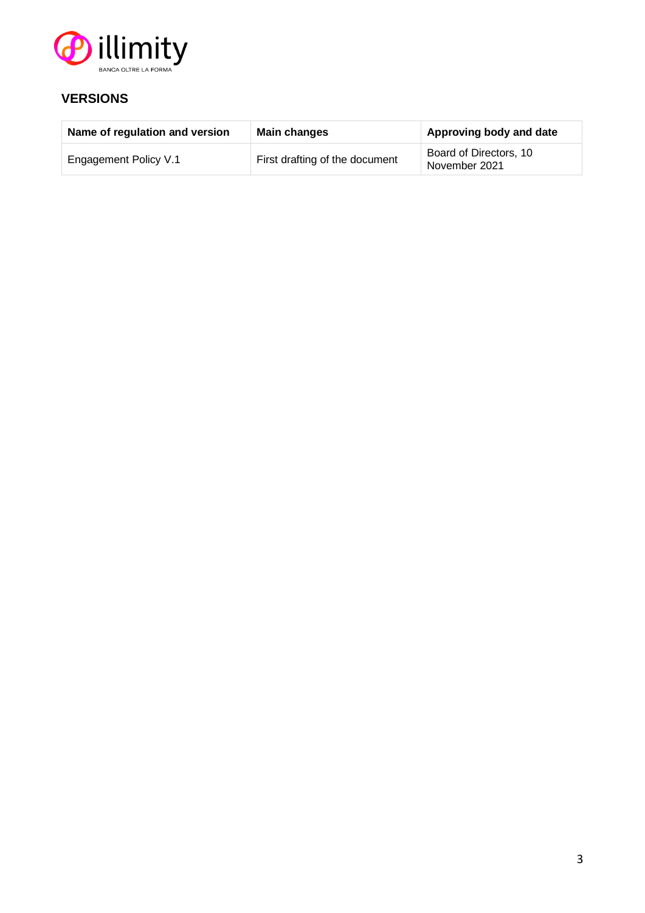## VERSIONS

| Name of regulation and version | Main changes | Approving body and date |
|---|---|---|
| Engagement Policy V.1 | First drafting of the document | Board of Directors, 10 November 2021 |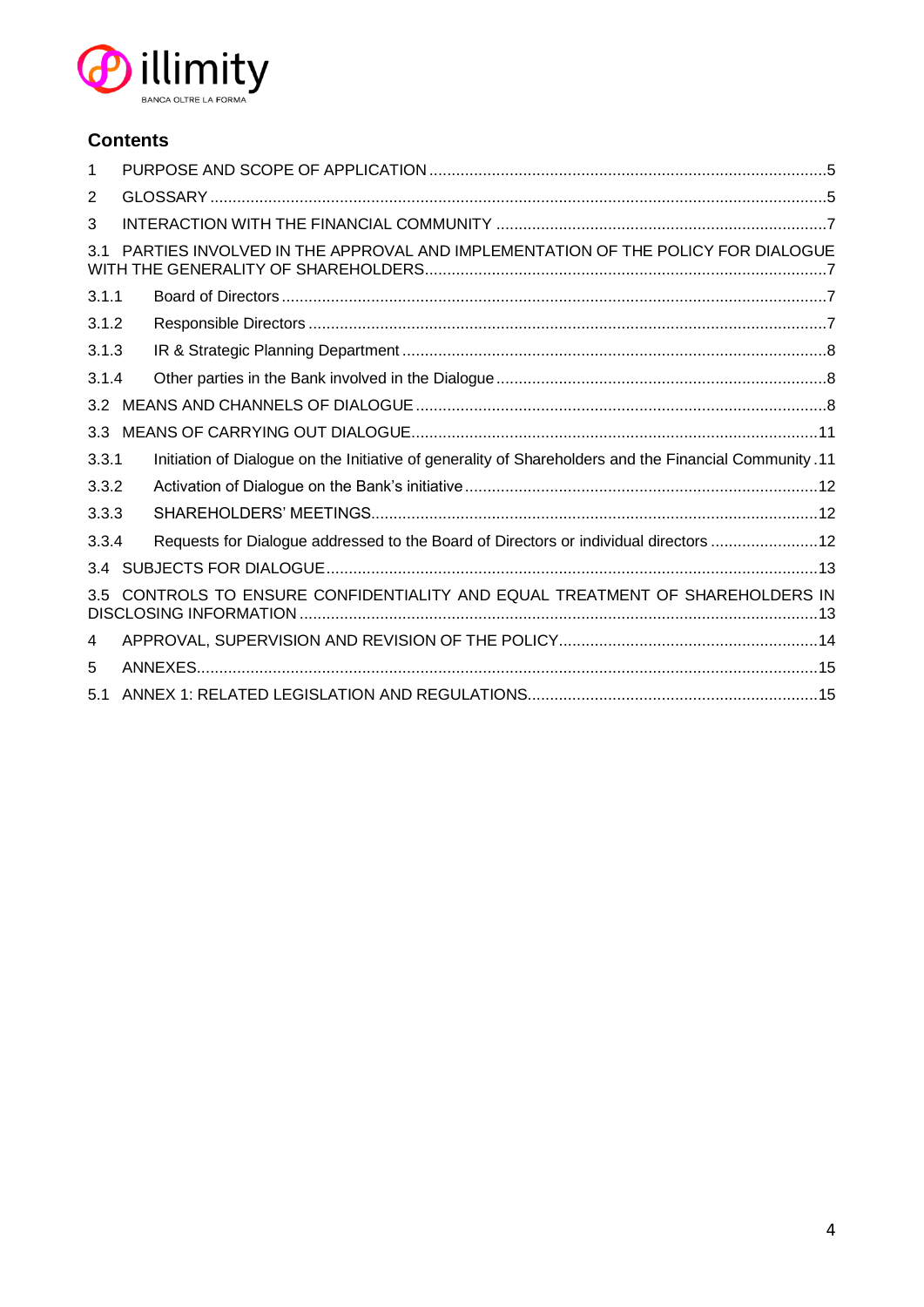## Contents

1 PURPOSE AND SCOPE OF APPLICATION ........................................................................................5

2 GLOSSARY ........................................................................................................................................5

3 INTERACTION WITH THE FINANCIAL COMMUNITY ..........................................................................7

3.1 PARTIES INVOLVED IN THE APPROVAL AND IMPLEMENTATION OF THE POLICY FOR DIALOGUE WITH THE GENERALITY OF SHAREHOLDERS.........................................................................................7

3.1.1 Board of Directors .........................................................................................................................7

3.1.2 Responsible Directors ...................................................................................................................7

3.1.3 IR & Strategic Planning Department ..............................................................................................8

3.1.4 Other parties in the Bank involved in the Dialogue .........................................................................8

3.2 MEANS AND CHANNELS OF DIALOGUE ...........................................................................................8

3.3 MEANS OF CARRYING OUT DIALOGUE...........................................................................................11

3.3.1 Initiation of Dialogue on the Initiative of generality of Shareholders and the Financial Community .11

3.3.2 Activation of Dialogue on the Bank's initiative ..............................................................................12

3.3.3 SHAREHOLDERS' MEETINGS....................................................................................................12

3.3.4 Requests for Dialogue addressed to the Board of Directors or individual directors ........................12

3.4 SUBJECTS FOR DIALOGUE.............................................................................................................13

3.5 CONTROLS TO ENSURE CONFIDENTIALITY AND EQUAL TREATMENT OF SHAREHOLDERS IN DISCLOSING INFORMATION ...................................................................................................................13

4 APPROVAL, SUPERVISION AND REVISION OF THE POLICY..........................................................14

5 ANNEXES..........................................................................................................................................15

5.1 ANNEX 1: RELATED LEGISLATION AND REGULATIONS.................................................................15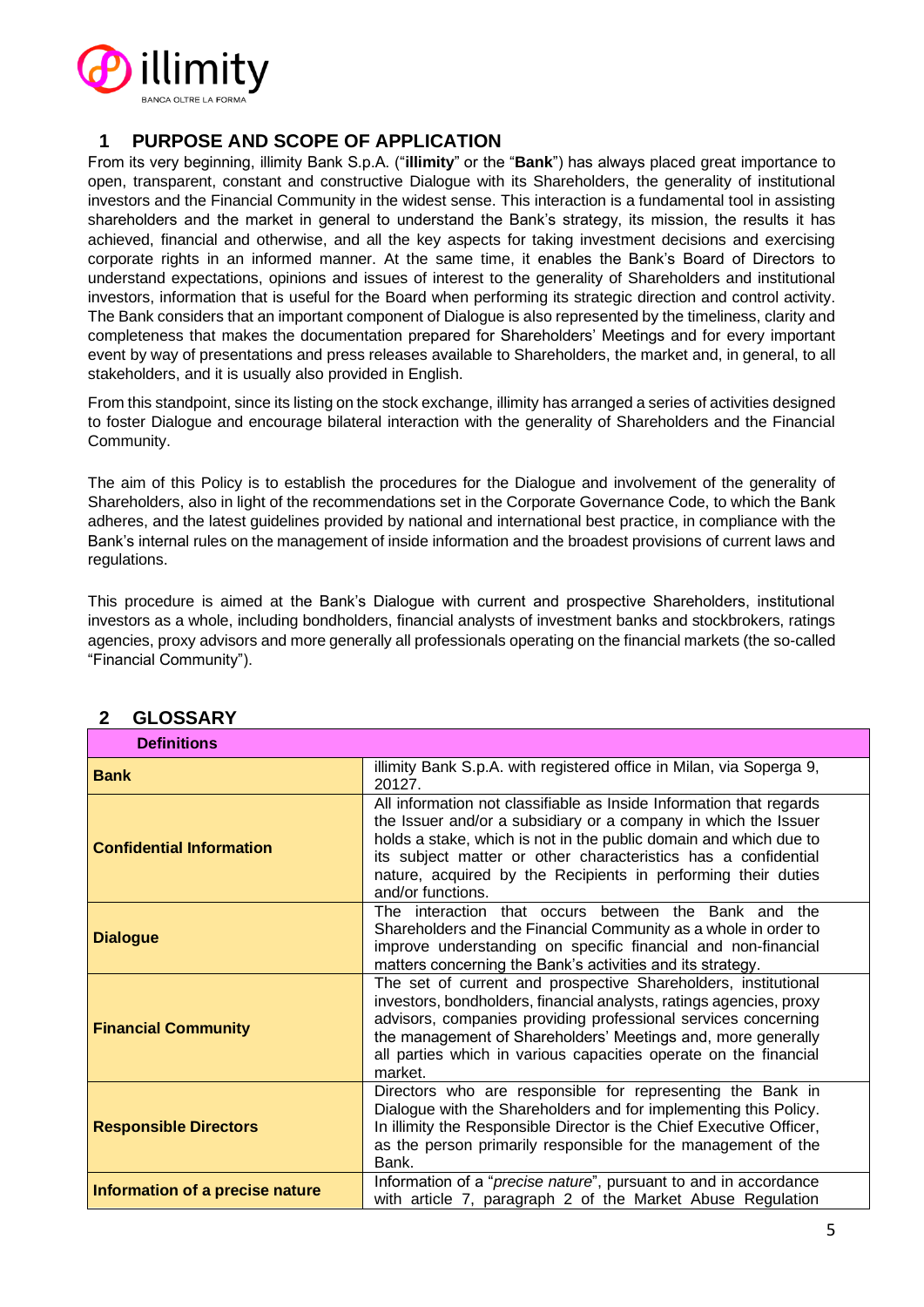## 1 PURPOSE AND SCOPE OF APPLICATION

From its very beginning, illimity Bank S.p.A. ("**illimity**" or the "**Bank**") has always placed great importance to open, transparent, constant and constructive Dialogue with its Shareholders, the generality of institutional investors and the Financial Community in the widest sense. This interaction is a fundamental tool in assisting shareholders and the market in general to understand the Bank's strategy, its mission, the results it has achieved, financial and otherwise, and all the key aspects for taking investment decisions and exercising corporate rights in an informed manner. At the same time, it enables the Bank's Board of Directors to understand expectations, opinions and issues of interest to the generality of Shareholders and institutional investors, information that is useful for the Board when performing its strategic direction and control activity. The Bank considers that an important component of Dialogue is also represented by the timeliness, clarity and completeness that makes the documentation prepared for Shareholders' Meetings and for every important event by way of presentations and press releases available to Shareholders, the market and, in general, to all stakeholders, and it is usually also provided in English.

From this standpoint, since its listing on the stock exchange, illimity has arranged a series of activities designed to foster Dialogue and encourage bilateral interaction with the generality of Shareholders and the Financial Community.

The aim of this Policy is to establish the procedures for the Dialogue and involvement of the generality of Shareholders, also in light of the recommendations set in the Corporate Governance Code, to which the Bank adheres, and the latest guidelines provided by national and international best practice, in compliance with the Bank's internal rules on the management of inside information and the broadest provisions of current laws and regulations.

This procedure is aimed at the Bank's Dialogue with current and prospective Shareholders, institutional investors as a whole, including bondholders, financial analysts of investment banks and stockbrokers, ratings agencies, proxy advisors and more generally all professionals operating on the financial markets (the so-called "Financial Community").

## 2 GLOSSARY

| Definitions | |
|---|---|
| **Bank** | illimity Bank S.p.A. with registered office in Milan, via Soperga 9, 20127. |
| **Confidential Information** | All information not classifiable as Inside Information that regards the Issuer and/or a subsidiary or a company in which the Issuer holds a stake, which is not in the public domain and which due to its subject matter or other characteristics has a confidential nature, acquired by the Recipients in performing their duties and/or functions. |
| **Dialogue** | The interaction that occurs between the Bank and the Shareholders and the Financial Community as a whole in order to improve understanding on specific financial and non-financial matters concerning the Bank's activities and its strategy. |
| **Financial Community** | The set of current and prospective Shareholders, institutional investors, bondholders, financial analysts, ratings agencies, proxy advisors, companies providing professional services concerning the management of Shareholders' Meetings and, more generally all parties which in various capacities operate on the financial market. |
| **Responsible Directors** | Directors who are responsible for representing the Bank in Dialogue with the Shareholders and for implementing this Policy. In illimity the Responsible Director is the Chief Executive Officer, as the person primarily responsible for the management of the Bank. |
| **Information of a precise nature** | Information of a "*precise nature*", pursuant to and in accordance with article 7, paragraph 2 of the Market Abuse Regulation |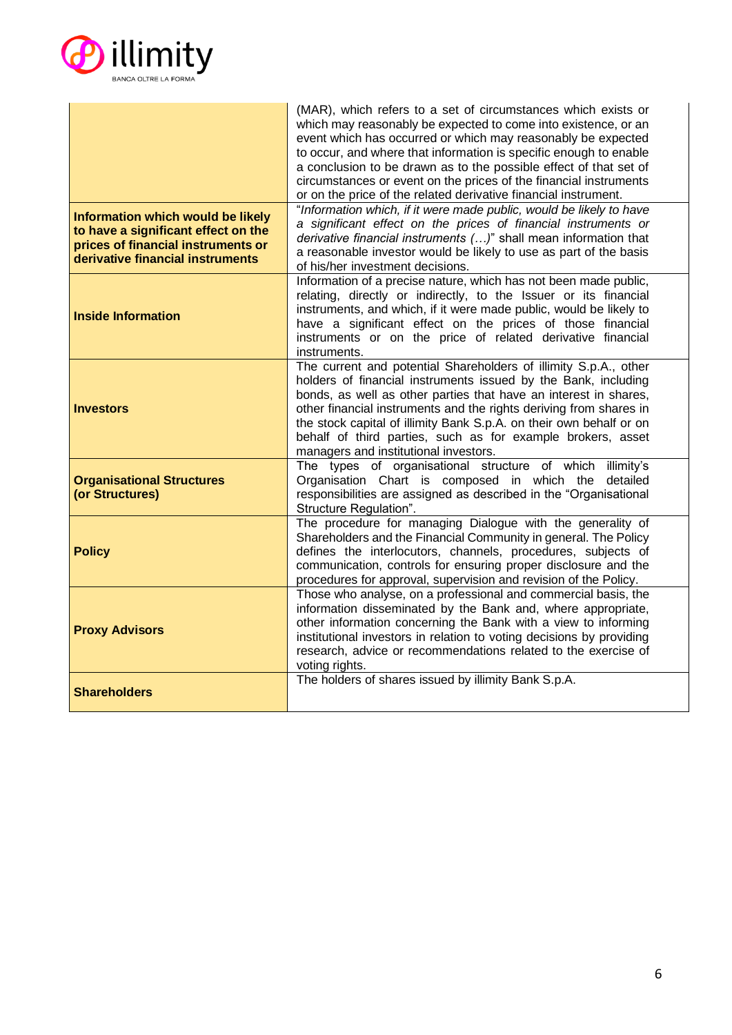| | |
|---|---|
| | (MAR), which refers to a set of circumstances which exists or which may reasonably be expected to come into existence, or an event which has occurred or which may reasonably be expected to occur, and where that information is specific enough to enable a conclusion to be drawn as to the possible effect of that set of circumstances or event on the prices of the financial instruments or on the price of the related derivative financial instrument. |
| **Information which would be likely to have a significant effect on the prices of financial instruments or derivative financial instruments** | "*Information which, if it were made public, would be likely to have a significant effect on the prices of financial instruments or derivative financial instruments (…)*" shall mean information that a reasonable investor would be likely to use as part of the basis of his/her investment decisions. |
| **Inside Information** | Information of a precise nature, which has not been made public, relating, directly or indirectly, to the Issuer or its financial instruments, and which, if it were made public, would be likely to have a significant effect on the prices of those financial instruments or on the price of related derivative financial instruments. |
| **Investors** | The current and potential Shareholders of illimity S.p.A., other holders of financial instruments issued by the Bank, including bonds, as well as other parties that have an interest in shares, other financial instruments and the rights deriving from shares in the stock capital of illimity Bank S.p.A. on their own behalf or on behalf of third parties, such as for example brokers, asset managers and institutional investors. |
| **Organisational Structures (or Structures)** | The types of organisational structure of which illimity's Organisation Chart is composed in which the detailed responsibilities are assigned as described in the "Organisational Structure Regulation". |
| **Policy** | The procedure for managing Dialogue with the generality of Shareholders and the Financial Community in general. The Policy defines the interlocutors, channels, procedures, subjects of communication, controls for ensuring proper disclosure and the procedures for approval, supervision and revision of the Policy. |
| **Proxy Advisors** | Those who analyse, on a professional and commercial basis, the information disseminated by the Bank and, where appropriate, other information concerning the Bank with a view to informing institutional investors in relation to voting decisions by providing research, advice or recommendations related to the exercise of voting rights. |
| **Shareholders** | The holders of shares issued by illimity Bank S.p.A. |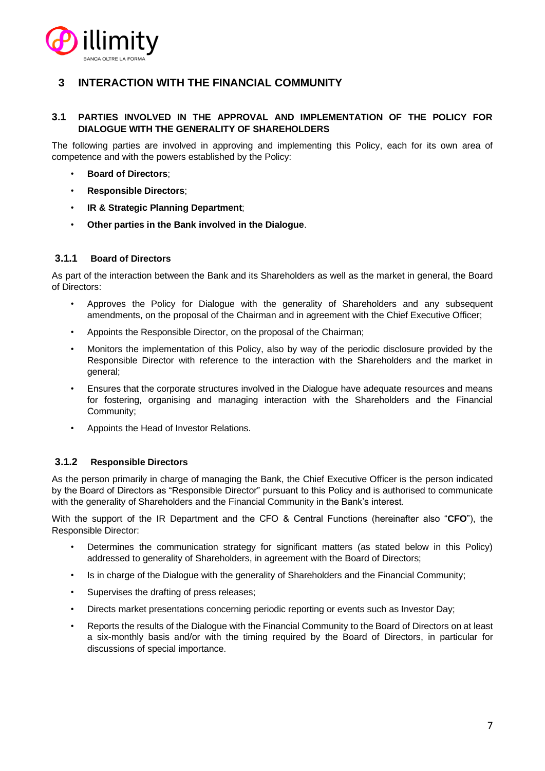# 3 INTERACTION WITH THE FINANCIAL COMMUNITY

## 3.1 PARTIES INVOLVED IN THE APPROVAL AND IMPLEMENTATION OF THE POLICY FOR DIALOGUE WITH THE GENERALITY OF SHAREHOLDERS

The following parties are involved in approving and implementing this Policy, each for its own area of competence and with the powers established by the Policy:

- **Board of Directors**;
- **Responsible Directors**;
- **IR & Strategic Planning Department**;
- **Other parties in the Bank involved in the Dialogue**.

### 3.1.1 Board of Directors

As part of the interaction between the Bank and its Shareholders as well as the market in general, the Board of Directors:

- Approves the Policy for Dialogue with the generality of Shareholders and any subsequent amendments, on the proposal of the Chairman and in agreement with the Chief Executive Officer;
- Appoints the Responsible Director, on the proposal of the Chairman;
- Monitors the implementation of this Policy, also by way of the periodic disclosure provided by the Responsible Director with reference to the interaction with the Shareholders and the market in general;
- Ensures that the corporate structures involved in the Dialogue have adequate resources and means for fostering, organising and managing interaction with the Shareholders and the Financial Community;
- Appoints the Head of Investor Relations.

### 3.1.2 Responsible Directors

As the person primarily in charge of managing the Bank, the Chief Executive Officer is the person indicated by the Board of Directors as "Responsible Director" pursuant to this Policy and is authorised to communicate with the generality of Shareholders and the Financial Community in the Bank's interest.

With the support of the IR Department and the CFO & Central Functions (hereinafter also "**CFO**"), the Responsible Director:

- Determines the communication strategy for significant matters (as stated below in this Policy) addressed to generality of Shareholders, in agreement with the Board of Directors;
- Is in charge of the Dialogue with the generality of Shareholders and the Financial Community;
- Supervises the drafting of press releases;
- Directs market presentations concerning periodic reporting or events such as Investor Day;
- Reports the results of the Dialogue with the Financial Community to the Board of Directors on at least a six-monthly basis and/or with the timing required by the Board of Directors, in particular for discussions of special importance.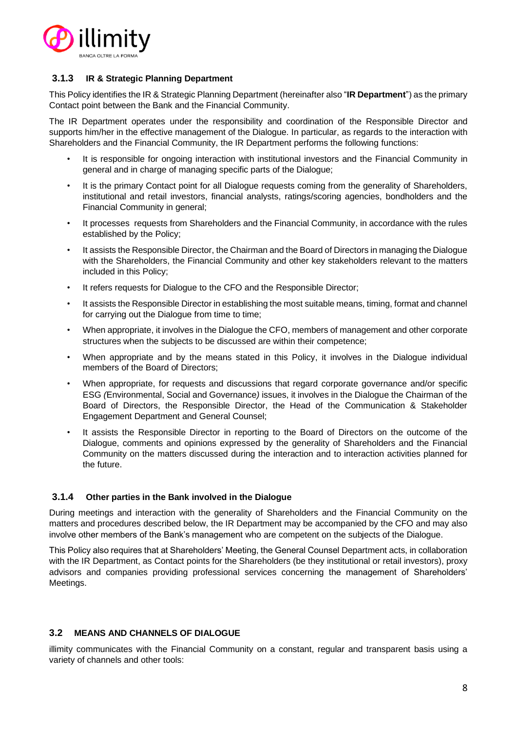### 3.1.3 IR & Strategic Planning Department

This Policy identifies the IR & Strategic Planning Department (hereinafter also "**IR Department**") as the primary Contact point between the Bank and the Financial Community.

The IR Department operates under the responsibility and coordination of the Responsible Director and supports him/her in the effective management of the Dialogue. In particular, as regards to the interaction with Shareholders and the Financial Community, the IR Department performs the following functions:

- It is responsible for ongoing interaction with institutional investors and the Financial Community in general and in charge of managing specific parts of the Dialogue;
- It is the primary Contact point for all Dialogue requests coming from the generality of Shareholders, institutional and retail investors, financial analysts, ratings/scoring agencies, bondholders and the Financial Community in general;
- It processes requests from Shareholders and the Financial Community, in accordance with the rules established by the Policy;
- It assists the Responsible Director, the Chairman and the Board of Directors in managing the Dialogue with the Shareholders, the Financial Community and other key stakeholders relevant to the matters included in this Policy;
- It refers requests for Dialogue to the CFO and the Responsible Director;
- It assists the Responsible Director in establishing the most suitable means, timing, format and channel for carrying out the Dialogue from time to time;
- When appropriate, it involves in the Dialogue the CFO, members of management and other corporate structures when the subjects to be discussed are within their competence;
- When appropriate and by the means stated in this Policy, it involves in the Dialogue individual members of the Board of Directors;
- When appropriate, for requests and discussions that regard corporate governance and/or specific ESG *(*Environmental, Social and Governance*)* issues, it involves in the Dialogue the Chairman of the Board of Directors, the Responsible Director, the Head of the Communication & Stakeholder Engagement Department and General Counsel;
- It assists the Responsible Director in reporting to the Board of Directors on the outcome of the Dialogue, comments and opinions expressed by the generality of Shareholders and the Financial Community on the matters discussed during the interaction and to interaction activities planned for the future.

### 3.1.4 Other parties in the Bank involved in the Dialogue

During meetings and interaction with the generality of Shareholders and the Financial Community on the matters and procedures described below, the IR Department may be accompanied by the CFO and may also involve other members of the Bank's management who are competent on the subjects of the Dialogue.

This Policy also requires that at Shareholders' Meeting, the General Counsel Department acts, in collaboration with the IR Department, as Contact points for the Shareholders (be they institutional or retail investors), proxy advisors and companies providing professional services concerning the management of Shareholders' Meetings.

## 3.2 MEANS AND CHANNELS OF DIALOGUE

illimity communicates with the Financial Community on a constant, regular and transparent basis using a variety of channels and other tools: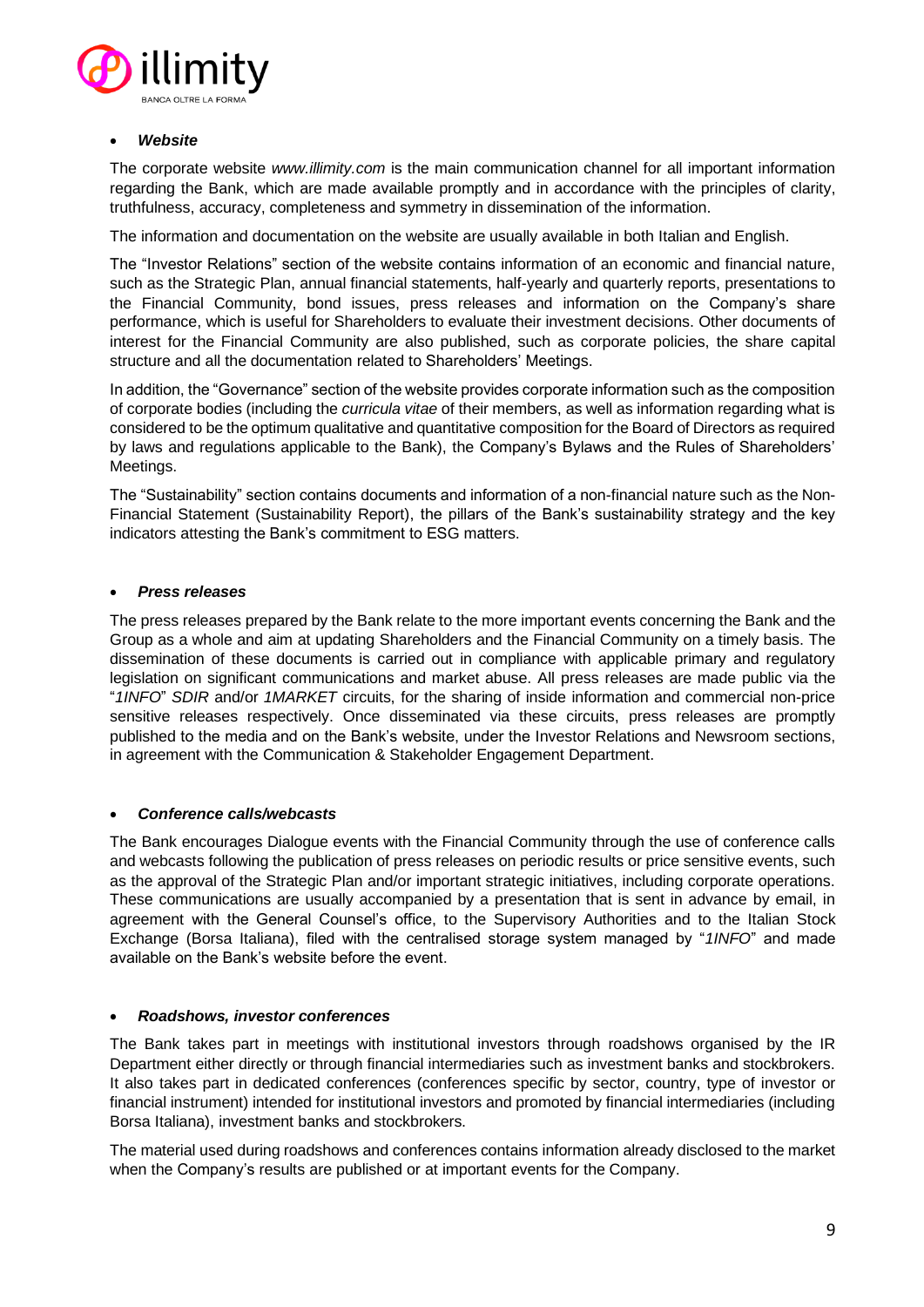- ***Website***

The corporate website *www.illimity.com* is the main communication channel for all important information regarding the Bank, which are made available promptly and in accordance with the principles of clarity, truthfulness, accuracy, completeness and symmetry in dissemination of the information.

The information and documentation on the website are usually available in both Italian and English.

The "Investor Relations" section of the website contains information of an economic and financial nature, such as the Strategic Plan, annual financial statements, half-yearly and quarterly reports, presentations to the Financial Community, bond issues, press releases and information on the Company's share performance, which is useful for Shareholders to evaluate their investment decisions. Other documents of interest for the Financial Community are also published, such as corporate policies, the share capital structure and all the documentation related to Shareholders' Meetings.

In addition, the "Governance" section of the website provides corporate information such as the composition of corporate bodies (including the *curricula vitae* of their members, as well as information regarding what is considered to be the optimum qualitative and quantitative composition for the Board of Directors as required by laws and regulations applicable to the Bank), the Company's Bylaws and the Rules of Shareholders' Meetings.

The "Sustainability" section contains documents and information of a non-financial nature such as the Non-Financial Statement (Sustainability Report), the pillars of the Bank's sustainability strategy and the key indicators attesting the Bank's commitment to ESG matters.

- ***Press releases***

The press releases prepared by the Bank relate to the more important events concerning the Bank and the Group as a whole and aim at updating Shareholders and the Financial Community on a timely basis. The dissemination of these documents is carried out in compliance with applicable primary and regulatory legislation on significant communications and market abuse. All press releases are made public via the "*1INFO*" *SDIR* and/or *1MARKET* circuits, for the sharing of inside information and commercial non-price sensitive releases respectively. Once disseminated via these circuits, press releases are promptly published to the media and on the Bank's website, under the Investor Relations and Newsroom sections, in agreement with the Communication & Stakeholder Engagement Department.

- ***Conference calls/webcasts***

The Bank encourages Dialogue events with the Financial Community through the use of conference calls and webcasts following the publication of press releases on periodic results or price sensitive events, such as the approval of the Strategic Plan and/or important strategic initiatives, including corporate operations. These communications are usually accompanied by a presentation that is sent in advance by email, in agreement with the General Counsel's office, to the Supervisory Authorities and to the Italian Stock Exchange (Borsa Italiana), filed with the centralised storage system managed by "*1INFO*" and made available on the Bank's website before the event.

- ***Roadshows, investor conferences***

The Bank takes part in meetings with institutional investors through roadshows organised by the IR Department either directly or through financial intermediaries such as investment banks and stockbrokers. It also takes part in dedicated conferences (conferences specific by sector, country, type of investor or financial instrument) intended for institutional investors and promoted by financial intermediaries (including Borsa Italiana), investment banks and stockbrokers.

The material used during roadshows and conferences contains information already disclosed to the market when the Company's results are published or at important events for the Company.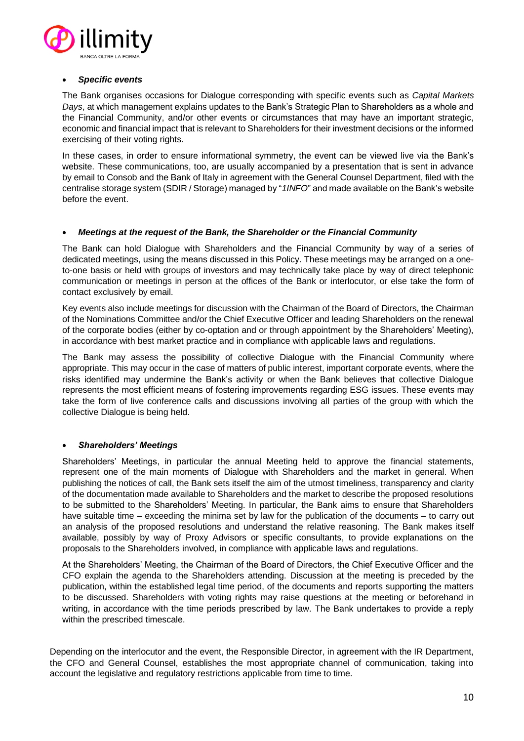- ***Specific events***

  The Bank organises occasions for Dialogue corresponding with specific events such as *Capital Markets Days*, at which management explains updates to the Bank's Strategic Plan to Shareholders as a whole and the Financial Community, and/or other events or circumstances that may have an important strategic, economic and financial impact that is relevant to Shareholders for their investment decisions or the informed exercising of their voting rights.

  In these cases, in order to ensure informational symmetry, the event can be viewed live via the Bank's website. These communications, too, are usually accompanied by a presentation that is sent in advance by email to Consob and the Bank of Italy in agreement with the General Counsel Department, filed with the centralise storage system (SDIR / Storage) managed by "*1INFO*" and made available on the Bank's website before the event.

- ***Meetings at the request of the Bank, the Shareholder or the Financial Community***

  The Bank can hold Dialogue with Shareholders and the Financial Community by way of a series of dedicated meetings, using the means discussed in this Policy. These meetings may be arranged on a one-to-one basis or held with groups of investors and may technically take place by way of direct telephonic communication or meetings in person at the offices of the Bank or interlocutor, or else take the form of contact exclusively by email.

  Key events also include meetings for discussion with the Chairman of the Board of Directors, the Chairman of the Nominations Committee and/or the Chief Executive Officer and leading Shareholders on the renewal of the corporate bodies (either by co-optation and or through appointment by the Shareholders' Meeting), in accordance with best market practice and in compliance with applicable laws and regulations.

  The Bank may assess the possibility of collective Dialogue with the Financial Community where appropriate. This may occur in the case of matters of public interest, important corporate events, where the risks identified may undermine the Bank's activity or when the Bank believes that collective Dialogue represents the most efficient means of fostering improvements regarding ESG issues. These events may take the form of live conference calls and discussions involving all parties of the group with which the collective Dialogue is being held.

- ***Shareholders' Meetings***

  Shareholders' Meetings, in particular the annual Meeting held to approve the financial statements, represent one of the main moments of Dialogue with Shareholders and the market in general. When publishing the notices of call, the Bank sets itself the aim of the utmost timeliness, transparency and clarity of the documentation made available to Shareholders and the market to describe the proposed resolutions to be submitted to the Shareholders' Meeting. In particular, the Bank aims to ensure that Shareholders have suitable time – exceeding the minima set by law for the publication of the documents – to carry out an analysis of the proposed resolutions and understand the relative reasoning. The Bank makes itself available, possibly by way of Proxy Advisors or specific consultants, to provide explanations on the proposals to the Shareholders involved, in compliance with applicable laws and regulations.

  At the Shareholders' Meeting, the Chairman of the Board of Directors, the Chief Executive Officer and the CFO explain the agenda to the Shareholders attending. Discussion at the meeting is preceded by the publication, within the established legal time period, of the documents and reports supporting the matters to be discussed. Shareholders with voting rights may raise questions at the meeting or beforehand in writing, in accordance with the time periods prescribed by law. The Bank undertakes to provide a reply within the prescribed timescale.

Depending on the interlocutor and the event, the Responsible Director, in agreement with the IR Department, the CFO and General Counsel, establishes the most appropriate channel of communication, taking into account the legislative and regulatory restrictions applicable from time to time.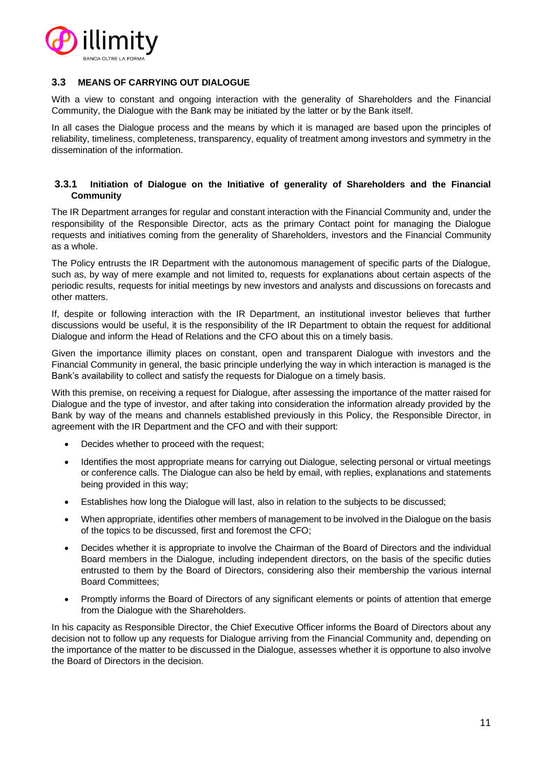## 3.3 MEANS OF CARRYING OUT DIALOGUE

With a view to constant and ongoing interaction with the generality of Shareholders and the Financial Community, the Dialogue with the Bank may be initiated by the latter or by the Bank itself.

In all cases the Dialogue process and the means by which it is managed are based upon the principles of reliability, timeliness, completeness, transparency, equality of treatment among investors and symmetry in the dissemination of the information.

### 3.3.1 Initiation of Dialogue on the Initiative of generality of Shareholders and the Financial Community

The IR Department arranges for regular and constant interaction with the Financial Community and, under the responsibility of the Responsible Director, acts as the primary Contact point for managing the Dialogue requests and initiatives coming from the generality of Shareholders, investors and the Financial Community as a whole.

The Policy entrusts the IR Department with the autonomous management of specific parts of the Dialogue, such as, by way of mere example and not limited to, requests for explanations about certain aspects of the periodic results, requests for initial meetings by new investors and analysts and discussions on forecasts and other matters.

If, despite or following interaction with the IR Department, an institutional investor believes that further discussions would be useful, it is the responsibility of the IR Department to obtain the request for additional Dialogue and inform the Head of Relations and the CFO about this on a timely basis.

Given the importance illimity places on constant, open and transparent Dialogue with investors and the Financial Community in general, the basic principle underlying the way in which interaction is managed is the Bank's availability to collect and satisfy the requests for Dialogue on a timely basis.

With this premise, on receiving a request for Dialogue, after assessing the importance of the matter raised for Dialogue and the type of investor, and after taking into consideration the information already provided by the Bank by way of the means and channels established previously in this Policy, the Responsible Director, in agreement with the IR Department and the CFO and with their support:

- Decides whether to proceed with the request;
- Identifies the most appropriate means for carrying out Dialogue, selecting personal or virtual meetings or conference calls. The Dialogue can also be held by email, with replies, explanations and statements being provided in this way;
- Establishes how long the Dialogue will last, also in relation to the subjects to be discussed;
- When appropriate, identifies other members of management to be involved in the Dialogue on the basis of the topics to be discussed, first and foremost the CFO;
- Decides whether it is appropriate to involve the Chairman of the Board of Directors and the individual Board members in the Dialogue, including independent directors, on the basis of the specific duties entrusted to them by the Board of Directors, considering also their membership the various internal Board Committees;
- Promptly informs the Board of Directors of any significant elements or points of attention that emerge from the Dialogue with the Shareholders.

In his capacity as Responsible Director, the Chief Executive Officer informs the Board of Directors about any decision not to follow up any requests for Dialogue arriving from the Financial Community and, depending on the importance of the matter to be discussed in the Dialogue, assesses whether it is opportune to also involve the Board of Directors in the decision.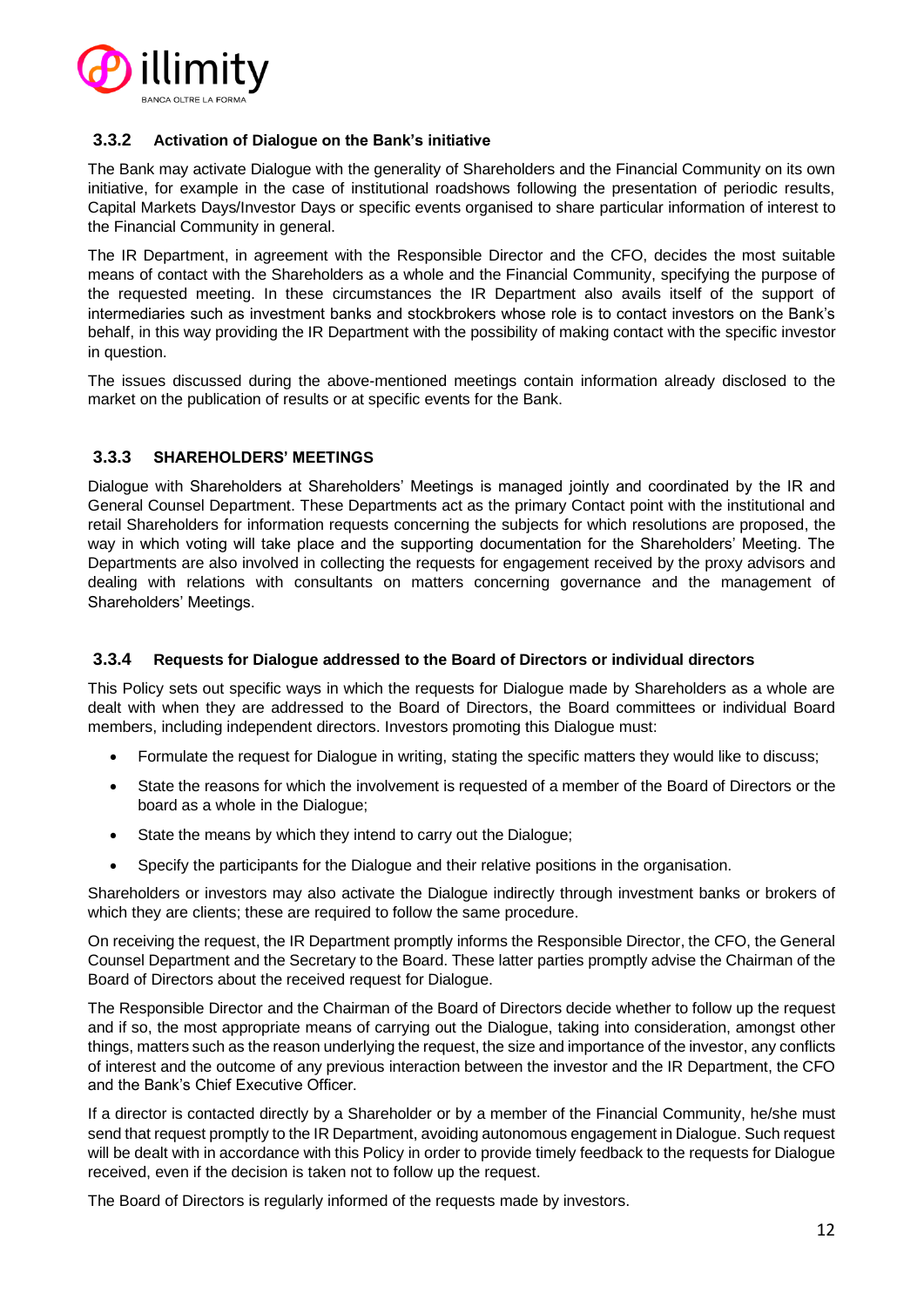### 3.3.2 Activation of Dialogue on the Bank's initiative

The Bank may activate Dialogue with the generality of Shareholders and the Financial Community on its own initiative, for example in the case of institutional roadshows following the presentation of periodic results, Capital Markets Days/Investor Days or specific events organised to share particular information of interest to the Financial Community in general.

The IR Department, in agreement with the Responsible Director and the CFO, decides the most suitable means of contact with the Shareholders as a whole and the Financial Community, specifying the purpose of the requested meeting. In these circumstances the IR Department also avails itself of the support of intermediaries such as investment banks and stockbrokers whose role is to contact investors on the Bank's behalf, in this way providing the IR Department with the possibility of making contact with the specific investor in question.

The issues discussed during the above-mentioned meetings contain information already disclosed to the market on the publication of results or at specific events for the Bank.

### 3.3.3 SHAREHOLDERS' MEETINGS

Dialogue with Shareholders at Shareholders' Meetings is managed jointly and coordinated by the IR and General Counsel Department. These Departments act as the primary Contact point with the institutional and retail Shareholders for information requests concerning the subjects for which resolutions are proposed, the way in which voting will take place and the supporting documentation for the Shareholders' Meeting. The Departments are also involved in collecting the requests for engagement received by the proxy advisors and dealing with relations with consultants on matters concerning governance and the management of Shareholders' Meetings.

### 3.3.4 Requests for Dialogue addressed to the Board of Directors or individual directors

This Policy sets out specific ways in which the requests for Dialogue made by Shareholders as a whole are dealt with when they are addressed to the Board of Directors, the Board committees or individual Board members, including independent directors. Investors promoting this Dialogue must:

- Formulate the request for Dialogue in writing, stating the specific matters they would like to discuss;
- State the reasons for which the involvement is requested of a member of the Board of Directors or the board as a whole in the Dialogue;
- State the means by which they intend to carry out the Dialogue;
- Specify the participants for the Dialogue and their relative positions in the organisation.

Shareholders or investors may also activate the Dialogue indirectly through investment banks or brokers of which they are clients; these are required to follow the same procedure.

On receiving the request, the IR Department promptly informs the Responsible Director, the CFO, the General Counsel Department and the Secretary to the Board. These latter parties promptly advise the Chairman of the Board of Directors about the received request for Dialogue.

The Responsible Director and the Chairman of the Board of Directors decide whether to follow up the request and if so, the most appropriate means of carrying out the Dialogue, taking into consideration, amongst other things, matters such as the reason underlying the request, the size and importance of the investor, any conflicts of interest and the outcome of any previous interaction between the investor and the IR Department, the CFO and the Bank's Chief Executive Officer.

If a director is contacted directly by a Shareholder or by a member of the Financial Community, he/she must send that request promptly to the IR Department, avoiding autonomous engagement in Dialogue. Such request will be dealt with in accordance with this Policy in order to provide timely feedback to the requests for Dialogue received, even if the decision is taken not to follow up the request.

The Board of Directors is regularly informed of the requests made by investors.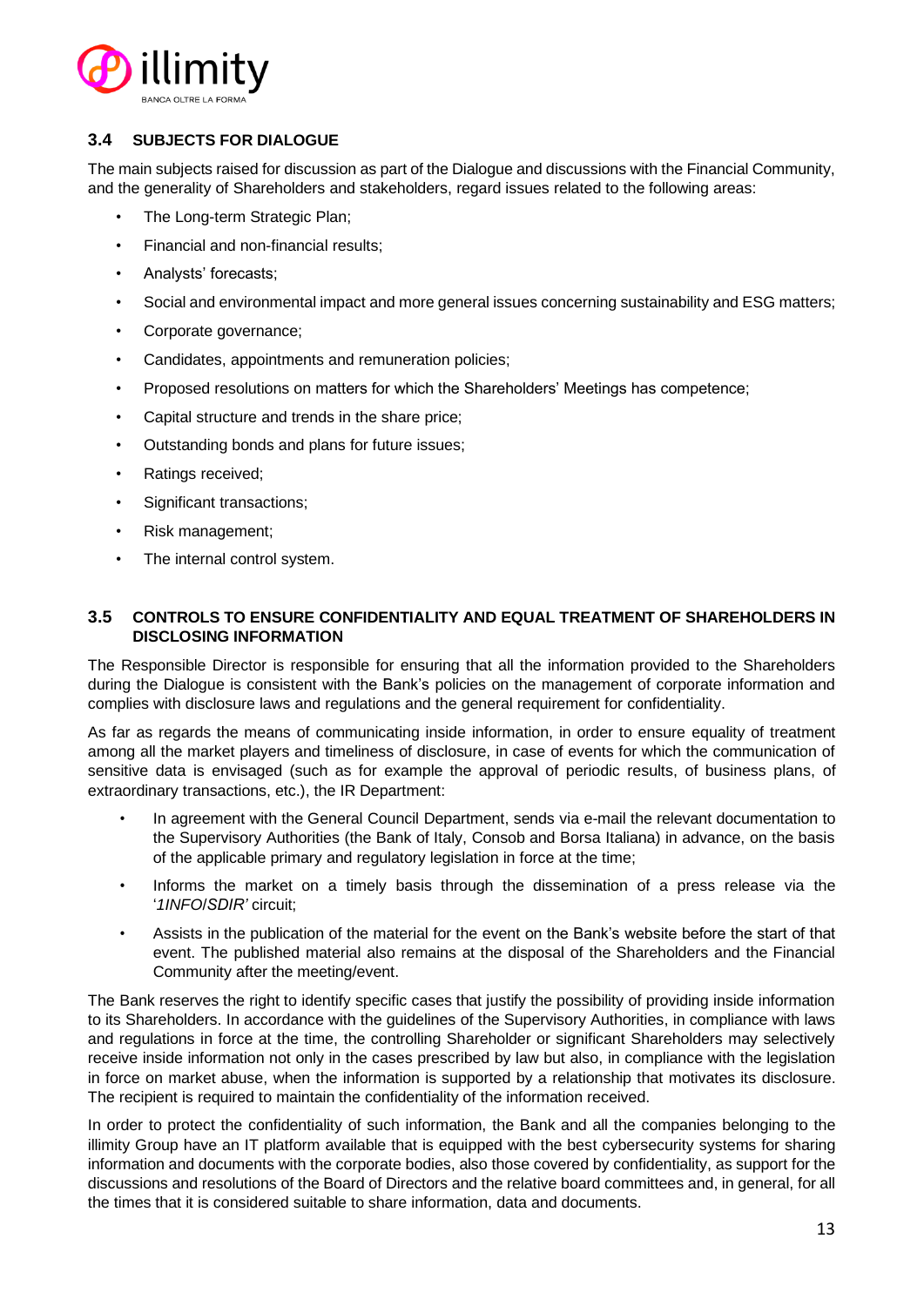## 3.4 SUBJECTS FOR DIALOGUE

The main subjects raised for discussion as part of the Dialogue and discussions with the Financial Community, and the generality of Shareholders and stakeholders, regard issues related to the following areas:

- The Long-term Strategic Plan;
- Financial and non-financial results;
- Analysts' forecasts;
- Social and environmental impact and more general issues concerning sustainability and ESG matters;
- Corporate governance;
- Candidates, appointments and remuneration policies;
- Proposed resolutions on matters for which the Shareholders' Meetings has competence;
- Capital structure and trends in the share price;
- Outstanding bonds and plans for future issues;
- Ratings received;
- Significant transactions;
- Risk management;
- The internal control system.

## 3.5 CONTROLS TO ENSURE CONFIDENTIALITY AND EQUAL TREATMENT OF SHAREHOLDERS IN DISCLOSING INFORMATION

The Responsible Director is responsible for ensuring that all the information provided to the Shareholders during the Dialogue is consistent with the Bank's policies on the management of corporate information and complies with disclosure laws and regulations and the general requirement for confidentiality.

As far as regards the means of communicating inside information, in order to ensure equality of treatment among all the market players and timeliness of disclosure, in case of events for which the communication of sensitive data is envisaged (such as for example the approval of periodic results, of business plans, of extraordinary transactions, etc.), the IR Department:

- In agreement with the General Council Department, sends via e-mail the relevant documentation to the Supervisory Authorities (the Bank of Italy, Consob and Borsa Italiana) in advance, on the basis of the applicable primary and regulatory legislation in force at the time;
- Informs the market on a timely basis through the dissemination of a press release via the '*1INFO*/*SDIR'* circuit;
- Assists in the publication of the material for the event on the Bank's website before the start of that event. The published material also remains at the disposal of the Shareholders and the Financial Community after the meeting/event.

The Bank reserves the right to identify specific cases that justify the possibility of providing inside information to its Shareholders. In accordance with the guidelines of the Supervisory Authorities, in compliance with laws and regulations in force at the time, the controlling Shareholder or significant Shareholders may selectively receive inside information not only in the cases prescribed by law but also, in compliance with the legislation in force on market abuse, when the information is supported by a relationship that motivates its disclosure. The recipient is required to maintain the confidentiality of the information received.

In order to protect the confidentiality of such information, the Bank and all the companies belonging to the illimity Group have an IT platform available that is equipped with the best cybersecurity systems for sharing information and documents with the corporate bodies, also those covered by confidentiality, as support for the discussions and resolutions of the Board of Directors and the relative board committees and, in general, for all the times that it is considered suitable to share information, data and documents.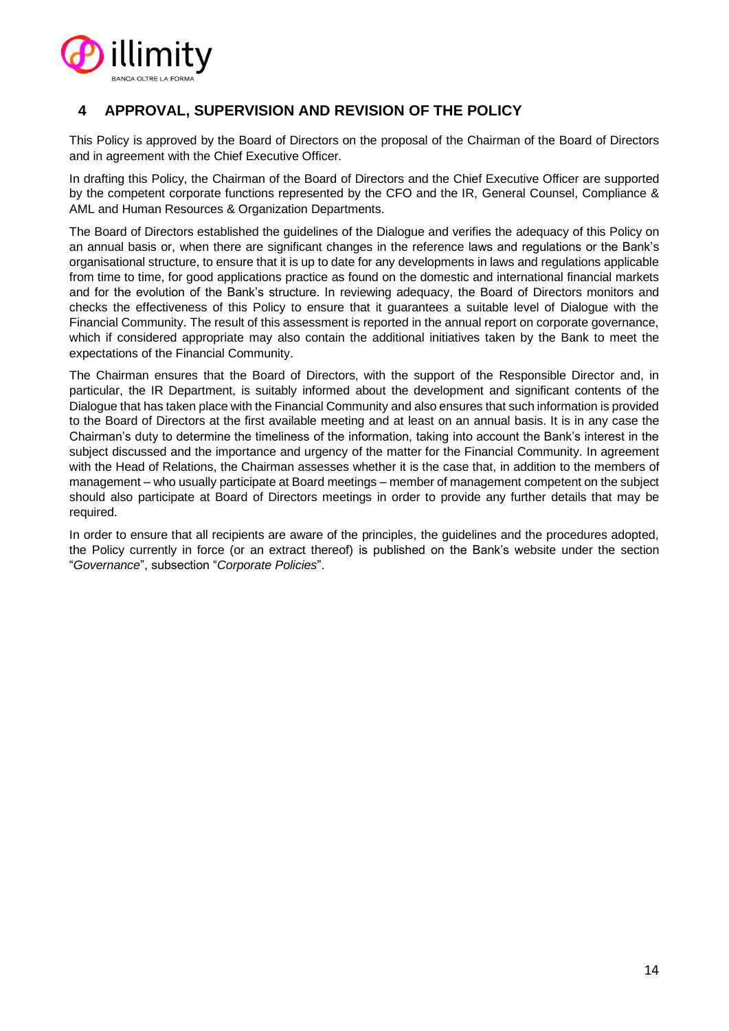## 4 APPROVAL, SUPERVISION AND REVISION OF THE POLICY

This Policy is approved by the Board of Directors on the proposal of the Chairman of the Board of Directors and in agreement with the Chief Executive Officer.

In drafting this Policy, the Chairman of the Board of Directors and the Chief Executive Officer are supported by the competent corporate functions represented by the CFO and the IR, General Counsel, Compliance & AML and Human Resources & Organization Departments.

The Board of Directors established the guidelines of the Dialogue and verifies the adequacy of this Policy on an annual basis or, when there are significant changes in the reference laws and regulations or the Bank's organisational structure, to ensure that it is up to date for any developments in laws and regulations applicable from time to time, for good applications practice as found on the domestic and international financial markets and for the evolution of the Bank's structure. In reviewing adequacy, the Board of Directors monitors and checks the effectiveness of this Policy to ensure that it guarantees a suitable level of Dialogue with the Financial Community. The result of this assessment is reported in the annual report on corporate governance, which if considered appropriate may also contain the additional initiatives taken by the Bank to meet the expectations of the Financial Community.

The Chairman ensures that the Board of Directors, with the support of the Responsible Director and, in particular, the IR Department, is suitably informed about the development and significant contents of the Dialogue that has taken place with the Financial Community and also ensures that such information is provided to the Board of Directors at the first available meeting and at least on an annual basis. It is in any case the Chairman's duty to determine the timeliness of the information, taking into account the Bank's interest in the subject discussed and the importance and urgency of the matter for the Financial Community. In agreement with the Head of Relations, the Chairman assesses whether it is the case that, in addition to the members of management – who usually participate at Board meetings – member of management competent on the subject should also participate at Board of Directors meetings in order to provide any further details that may be required.

In order to ensure that all recipients are aware of the principles, the guidelines and the procedures adopted, the Policy currently in force (or an extract thereof) is published on the Bank's website under the section "*Governance*", subsection "*Corporate Policies*".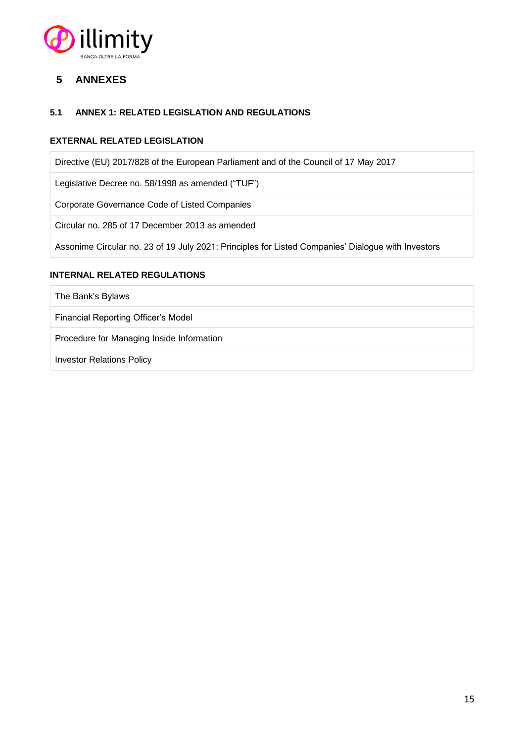# 5 ANNEXES

## 5.1 ANNEX 1: RELATED LEGISLATION AND REGULATIONS

### EXTERNAL RELATED LEGISLATION

| |
|---|
| Directive (EU) 2017/828 of the European Parliament and of the Council of 17 May 2017 |
| Legislative Decree no. 58/1998 as amended ("TUF") |
| Corporate Governance Code of Listed Companies |
| Circular no. 285 of 17 December 2013 as amended |
| Assonime Circular no. 23 of 19 July 2021: Principles for Listed Companies' Dialogue with Investors |

### INTERNAL RELATED REGULATIONS

| |
|---|
| The Bank's Bylaws |
| Financial Reporting Officer's Model |
| Procedure for Managing Inside Information |
| Investor Relations Policy |